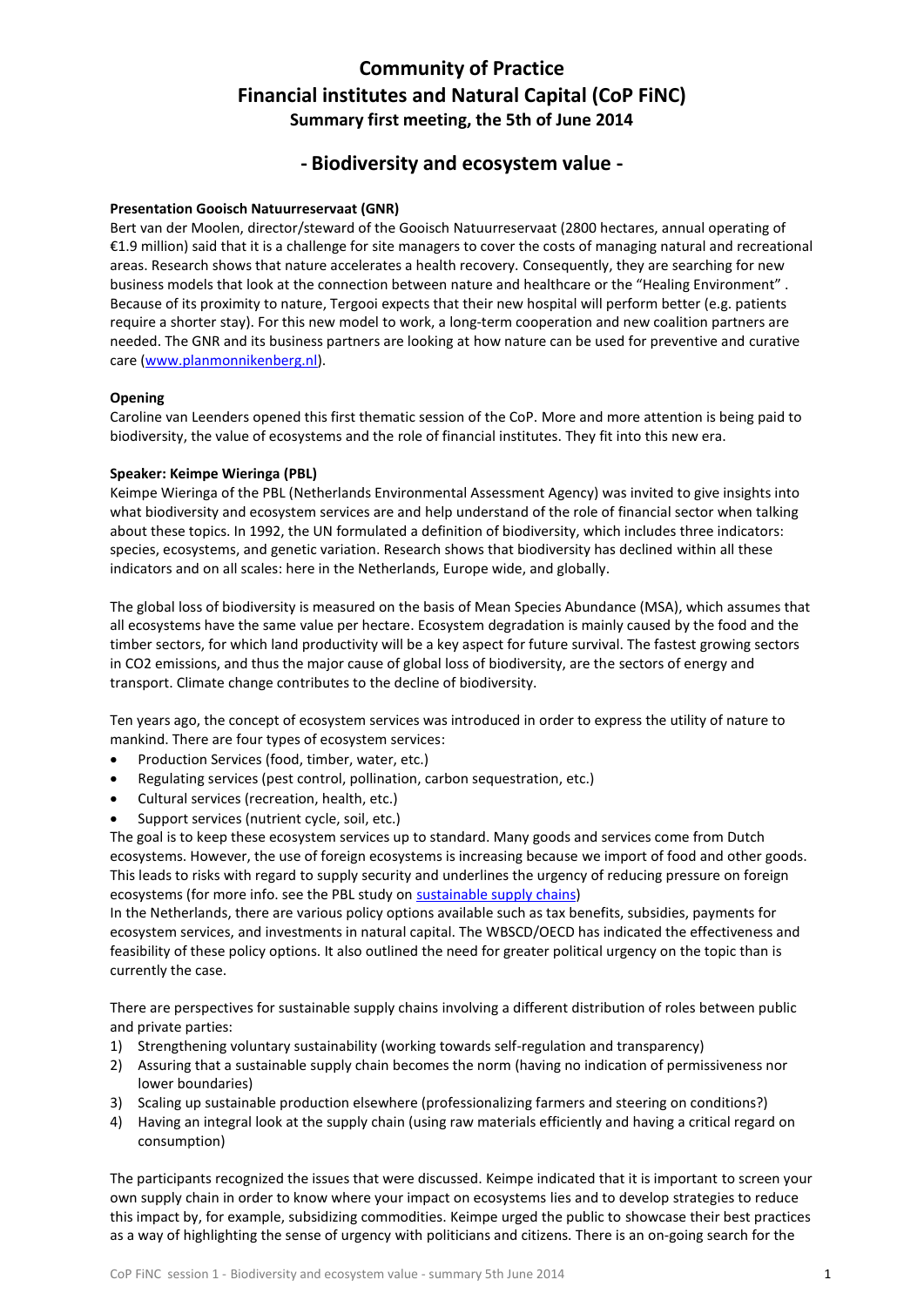# Community of Practice
# Financial institutes and Natural Capital (CoP FiNC)
### Summary first meeting, the 5th of June 2014

## - Biodiversity and ecosystem value -

**Presentation Gooisch Natuurreservaat (GNR)**
Bert van der Moolen, director/steward of the Gooisch Natuurreservaat (2800 hectares, annual operating of €1.9 million) said that it is a challenge for site managers to cover the costs of managing natural and recreational areas. Research shows that nature accelerates a health recovery. Consequently, they are searching for new business models that look at the connection between nature and healthcare or the "Healing Environment" . Because of its proximity to nature, Tergooi expects that their new hospital will perform better (e.g. patients require a shorter stay). For this new model to work, a long-term cooperation and new coalition partners are needed. The GNR and its business partners are looking at how nature can be used for preventive and curative care ([www.planmonnikenberg.nl](www.planmonnikenberg.nl)).

**Opening**
Caroline van Leenders opened this first thematic session of the CoP. More and more attention is being paid to biodiversity, the value of ecosystems and the role of financial institutes. They fit into this new era.

**Speaker: Keimpe Wieringa (PBL)**
Keimpe Wieringa of the PBL (Netherlands Environmental Assessment Agency) was invited to give insights into what biodiversity and ecosystem services are and help understand of the role of financial sector when talking about these topics. In 1992, the UN formulated a definition of biodiversity, which includes three indicators: species, ecosystems, and genetic variation. Research shows that biodiversity has declined within all these indicators and on all scales: here in the Netherlands, Europe wide, and globally.

The global loss of biodiversity is measured on the basis of Mean Species Abundance (MSA), which assumes that all ecosystems have the same value per hectare. Ecosystem degradation is mainly caused by the food and the timber sectors, for which land productivity will be a key aspect for future survival. The fastest growing sectors in CO2 emissions, and thus the major cause of global loss of biodiversity, are the sectors of energy and transport. Climate change contributes to the decline of biodiversity.

Ten years ago, the concept of ecosystem services was introduced in order to express the utility of nature to mankind. There are four types of ecosystem services:

- Production Services (food, timber, water, etc.)
- Regulating services (pest control, pollination, carbon sequestration, etc.)
- Cultural services (recreation, health, etc.)
- Support services (nutrient cycle, soil, etc.)

The goal is to keep these ecosystem services up to standard. Many goods and services come from Dutch ecosystems. However, the use of foreign ecosystems is increasing because we import of food and other goods. This leads to risks with regard to supply security and underlines the urgency of reducing pressure on foreign ecosystems (for more info. see the PBL study on sustainable supply chains)
In the Netherlands, there are various policy options available such as tax benefits, subsidies, payments for ecosystem services, and investments in natural capital. The WBSCD/OECD has indicated the effectiveness and feasibility of these policy options. It also outlined the need for greater political urgency on the topic than is currently the case.

There are perspectives for sustainable supply chains involving a different distribution of roles between public and private parties:

1) Strengthening voluntary sustainability (working towards self-regulation and transparency)
2) Assuring that a sustainable supply chain becomes the norm (having no indication of permissiveness nor lower boundaries)
3) Scaling up sustainable production elsewhere (professionalizing farmers and steering on conditions?)
4) Having an integral look at the supply chain (using raw materials efficiently and having a critical regard on consumption)

The participants recognized the issues that were discussed. Keimpe indicated that it is important to screen your own supply chain in order to know where your impact on ecosystems lies and to develop strategies to reduce this impact by, for example, subsidizing commodities. Keimpe urged the public to showcase their best practices as a way of highlighting the sense of urgency with politicians and citizens. There is an on-going search for the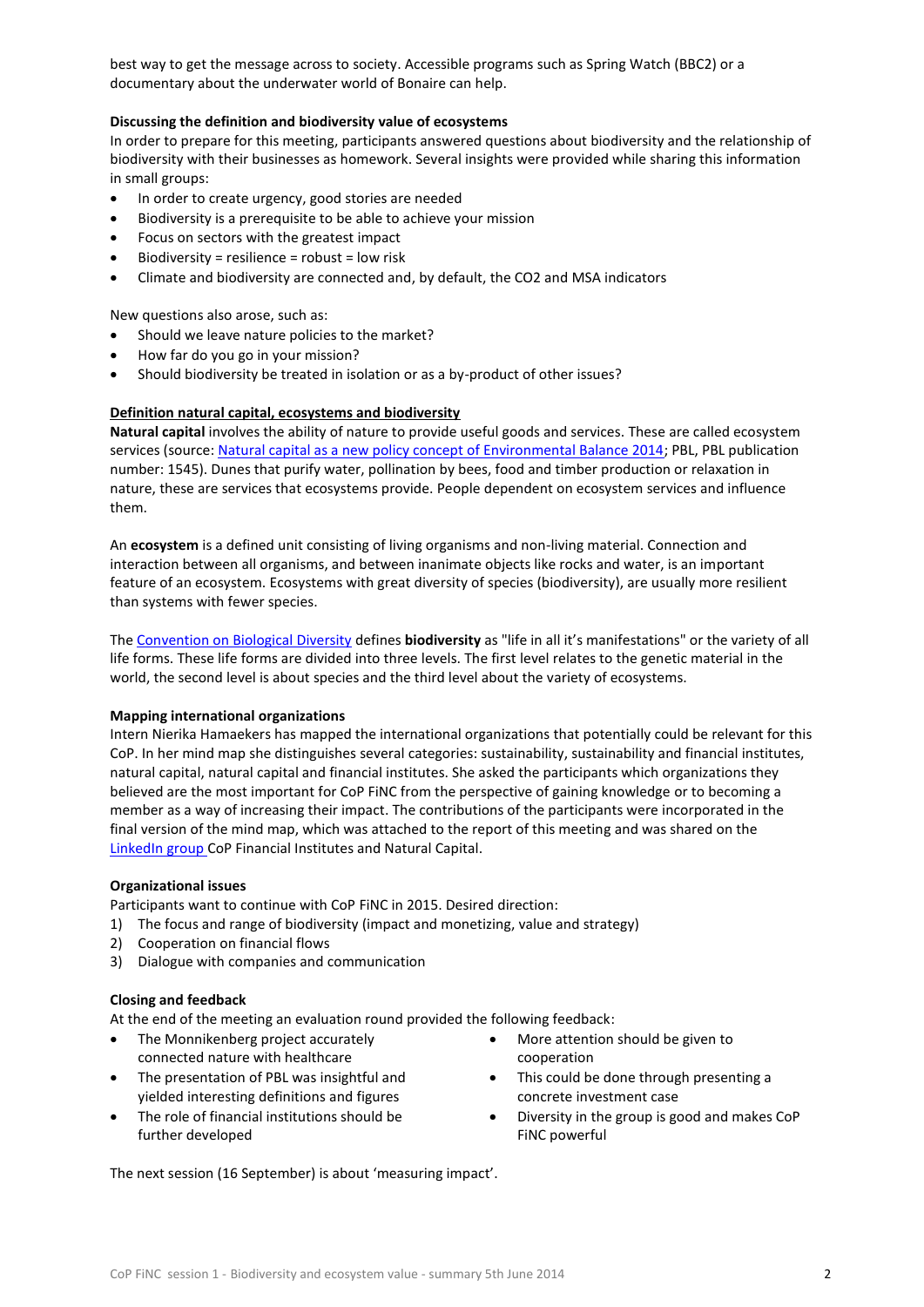best way to get the message across to society. Accessible programs such as Spring Watch (BBC2) or a documentary about the underwater world of Bonaire can help.

**Discussing the definition and biodiversity value of ecosystems**

In order to prepare for this meeting, participants answered questions about biodiversity and the relationship of biodiversity with their businesses as homework. Several insights were provided while sharing this information in small groups:

- In order to create urgency, good stories are needed
- Biodiversity is a prerequisite to be able to achieve your mission
- Focus on sectors with the greatest impact
- Biodiversity = resilience = robust = low risk
- Climate and biodiversity are connected and, by default, the CO2 and MSA indicators

New questions also arose, such as:

- Should we leave nature policies to the market?
- How far do you go in your mission?
- Should biodiversity be treated in isolation or as a by-product of other issues?

**Definition natural capital, ecosystems and biodiversity**

**Natural capital** involves the ability of nature to provide useful goods and services. These are called ecosystem services (source: Natural capital as a new policy concept of Environmental Balance 2014; PBL, PBL publication number: 1545). Dunes that purify water, pollination by bees, food and timber production or relaxation in nature, these are services that ecosystems provide. People dependent on ecosystem services and influence them.

An **ecosystem** is a defined unit consisting of living organisms and non-living material. Connection and interaction between all organisms, and between inanimate objects like rocks and water, is an important feature of an ecosystem. Ecosystems with great diversity of species (biodiversity), are usually more resilient than systems with fewer species.

The Convention on Biological Diversity defines **biodiversity** as "life in all it's manifestations" or the variety of all life forms. These life forms are divided into three levels. The first level relates to the genetic material in the world, the second level is about species and the third level about the variety of ecosystems.

**Mapping international organizations**

Intern Nierika Hamaekers has mapped the international organizations that potentially could be relevant for this CoP. In her mind map she distinguishes several categories: sustainability, sustainability and financial institutes, natural capital, natural capital and financial institutes. She asked the participants which organizations they believed are the most important for CoP FiNC from the perspective of gaining knowledge or to becoming a member as a way of increasing their impact. The contributions of the participants were incorporated in the final version of the mind map, which was attached to the report of this meeting and was shared on the LinkedIn group CoP Financial Institutes and Natural Capital.

**Organizational issues**

Participants want to continue with CoP FiNC in 2015. Desired direction:

1) The focus and range of biodiversity (impact and monetizing, value and strategy)
2) Cooperation on financial flows
3) Dialogue with companies and communication

**Closing and feedback**

At the end of the meeting an evaluation round provided the following feedback:

- The Monnikenberg project accurately connected nature with healthcare
- The presentation of PBL was insightful and yielded interesting definitions and figures
- The role of financial institutions should be further developed
- More attention should be given to cooperation
- This could be done through presenting a concrete investment case
- Diversity in the group is good and makes CoP FiNC powerful

The next session (16 September) is about 'measuring impact'.